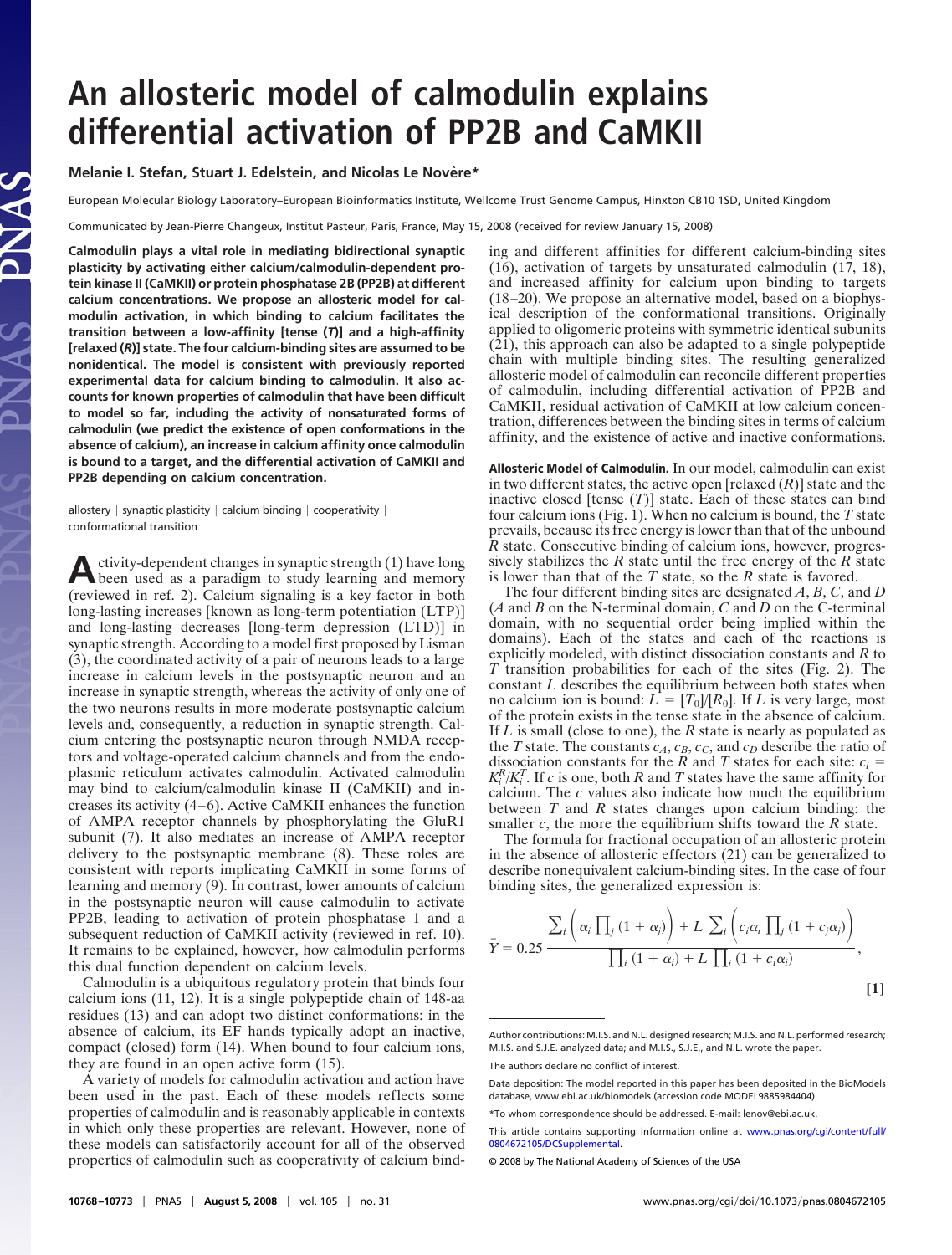# An allosteric model of calmodulin explains differential activation of PP2B and CaMKII

**Melanie I. Stefan, Stuart J. Edelstein, and Nicolas Le Novère***

European Molecular Biology Laboratory–European Bioinformatics Institute, Wellcome Trust Genome Campus, Hinxton CB10 1SD, United Kingdom

Communicated by Jean-Pierre Changeux, Institut Pasteur, Paris, France, May 15, 2008 (received for review January 15, 2008)

**Calmodulin plays a vital role in mediating bidirectional synaptic plasticity by activating either calcium/calmodulin-dependent protein kinase II (CaMKII) or protein phosphatase 2B (PP2B) at different calcium concentrations. We propose an allosteric model for calmodulin activation, in which binding to calcium facilitates the transition between a low-affinity [tense (*T*)] and a high-affinity [relaxed (*R*)] state. The four calcium-binding sites are assumed to be nonidentical. The model is consistent with previously reported experimental data for calcium binding to calmodulin. It also accounts for known properties of calmodulin that have been difficult to model so far, including the activity of nonsaturated forms of calmodulin (we predict the existence of open conformations in the absence of calcium), an increase in calcium affinity once calmodulin is bound to a target, and the differential activation of CaMKII and PP2B depending on calcium concentration.**

allostery | synaptic plasticity | calcium binding | cooperativity | conformational transition

Activity-dependent changes in synaptic strength (1) have long been used as a paradigm to study learning and memory (reviewed in ref. 2). Calcium signaling is a key factor in both long-lasting increases [known as long-term potentiation (LTP)] and long-lasting decreases [long-term depression (LTD)] in synaptic strength. According to a model first proposed by Lisman (3), the coordinated activity of a pair of neurons leads to a large increase in calcium levels in the postsynaptic neuron and an increase in synaptic strength, whereas the activity of only one of the two neurons results in more moderate postsynaptic calcium levels and, consequently, a reduction in synaptic strength. Calcium entering the postsynaptic neuron through NMDA receptors and voltage-operated calcium channels and from the endoplasmic reticulum activates calmodulin. Activated calmodulin may bind to calcium/calmodulin kinase II (CaMKII) and increases its activity (4–6). Active CaMKII enhances the function of AMPA receptor channels by phosphorylating the GluR1 subunit (7). It also mediates an increase of AMPA receptor delivery to the postsynaptic membrane (8). These roles are consistent with reports implicating CaMKII in some forms of learning and memory (9). In contrast, lower amounts of calcium in the postsynaptic neuron will cause calmodulin to activate PP2B, leading to activation of protein phosphatase 1 and a subsequent reduction of CaMKII activity (reviewed in ref. 10). It remains to be explained, however, how calmodulin performs this dual function dependent on calcium levels.

Calmodulin is a ubiquitous regulatory protein that binds four calcium ions (11, 12). It is a single polypeptide chain of 148-aa residues (13) and can adopt two distinct conformations: in the absence of calcium, its EF hands typically adopt an inactive, compact (closed) form (14). When bound to four calcium ions, they are found in an open active form (15).

A variety of models for calmodulin activation and action have been used in the past. Each of these models reflects some properties of calmodulin and is reasonably applicable in contexts in which only these properties are relevant. However, none of these models can satisfactorily account for all of the observed properties of calmodulin such as cooperativity of calcium binding and different affinities for different calcium-binding sites (16), activation of targets by unsaturated calmodulin (17, 18), and increased affinity for calcium upon binding to targets (18–20). We propose an alternative model, based on a biophysical description of the conformational transitions. Originally applied to oligomeric proteins with symmetric identical subunits (21), this approach can also be adapted to a single polypeptide chain with multiple binding sites. The resulting generalized allosteric model of calmodulin can reconcile different properties of calmodulin, including differential activation of PP2B and CaMKII, residual activation of CaMKII at low calcium concentration, differences between the binding sites in terms of calcium affinity, and the existence of active and inactive conformations.

**Allosteric Model of Calmodulin.** In our model, calmodulin can exist in two different states, the active open [relaxed (*R*)] state and the inactive closed [tense (*T*)] state. Each of these states can bind four calcium ions (Fig. 1). When no calcium is bound, the *T* state prevails, because its free energy is lower than that of the unbound *R* state. Consecutive binding of calcium ions, however, progressively stabilizes the *R* state until the free energy of the *R* state is lower than that of the *T* state, so the *R* state is favored.

The four different binding sites are designated *A*, *B*, *C*, and *D* (*A* and *B* on the N-terminal domain, *C* and *D* on the C-terminal domain, with no sequential order being implied within the domains). Each of the states and each of the reactions is explicitly modeled, with distinct dissociation constants and *R* to *T* transition probabilities for each of the sites (Fig. 2). The constant $L$ describes the equilibrium between both states when no calcium ion is bound: $L = [T_0]/[R_0]$. If $L$ is very large, most of the protein exists in the tense state in the absence of calcium. If $L$ is small (close to one), the *R* state is nearly as populated as the *T* state. The constants $c_A$, $c_B$, $c_C$, and $c_D$ describe the ratio of dissociation constants for the *R* and *T* states for each site: $c_i = K_i^R/K_i^T$. If $c$ is one, both *R* and *T* states have the same affinity for calcium. The $c$ values also indicate how much the equilibrium between *T* and *R* states changes upon calcium binding: the smaller $c$, the more the equilibrium shifts toward the *R* state.

The formula for fractional occupation of an allosteric protein in the absence of allosteric effectors (21) can be generalized to describe nonequivalent calcium-binding sites. In the case of four binding sites, the generalized expression is:

$$\bar{Y} = 0.25\,\frac{\sum_i \left(\alpha_i \prod_j (1+\alpha_j)\right) + L\,\sum_i \left(c_i\alpha_i \prod_j (1+c_j\alpha_j)\right)}{\prod_i (1+\alpha_i) + L\,\prod_i (1+c_i\alpha_i)}, \qquad [1]$$

Author contributions: M.I.S. and N.L. designed research; M.I.S. and N.L. performed research; M.I.S. and S.J.E. analyzed data; and M.I.S., S.J.E., and N.L. wrote the paper.

The authors declare no conflict of interest.

Data deposition: The model reported in this paper has been deposited in the BioModels database, www.ebi.ac.uk/biomodels (accession code MODEL9885984404).

*To whom correspondence should be addressed. E-mail: lenov@ebi.ac.uk.

This article contains supporting information online at www.pnas.org/cgi/content/full/0804672105/DCSupplemental.

© 2008 by The National Academy of Sciences of the USA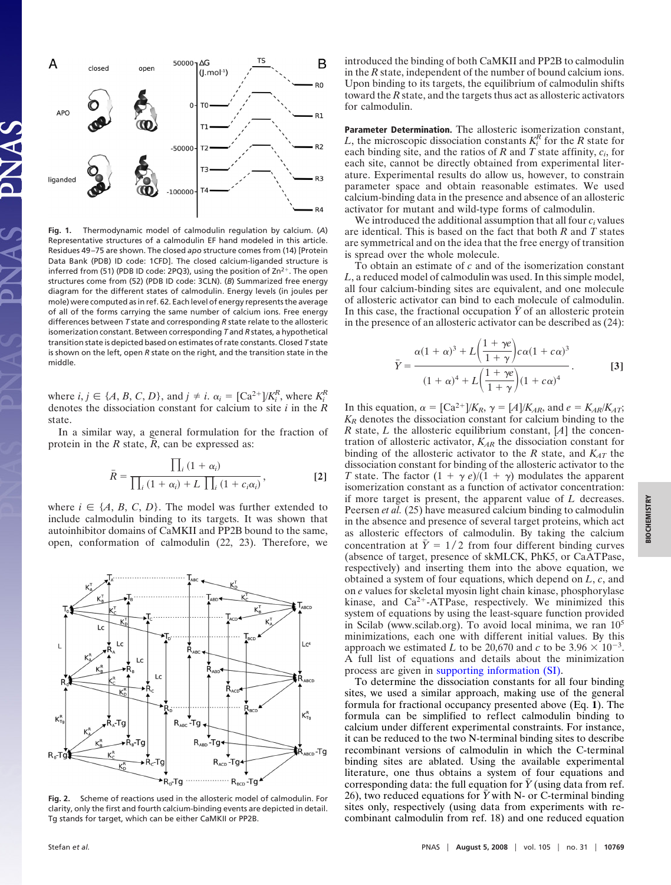**Fig. 1.** Thermodynamic model of calmodulin regulation by calcium. (*A*) Representative structures of a calmodulin EF hand modeled in this article. Residues 49–75 are shown. The closed *apo* structure comes from (14) [Protein Data Bank (PDB) ID code: 1CFD]. The closed calcium-liganded structure is inferred from (51) (PDB ID code: 2PQ3), using the position of $Zn^{2+}$. The open structures come from (52) (PDB ID code: 3CLN). (*B*) Summarized free energy diagram for the different states of calmodulin. Energy levels (in joules per mole) were computed as in ref. 62. Each level of energy represents the average of all of the forms carrying the same number of calcium ions. Free energy differences between *T* state and corresponding *R* state relate to the allosteric isomerization constant. Between corresponding *T* and *R* states, a hypothetical transition state is depicted based on estimates of rate constants. Closed *T* state is shown on the left, open *R* state on the right, and the transition state in the middle.

where $i, j \in \{A, B, C, D\}$, and $j \neq i$. $\alpha_i = [Ca^{2+}]/K_i^R$, where $K_i^R$ denotes the dissociation constant for calcium to site $i$ in the $R$ state.

In a similar way, a general formulation for the fraction of protein in the $R$ state, $\bar{R}$, can be expressed as:

$$\bar{R} = \frac{\prod_i (1 + \alpha_i)}{\prod_i (1 + \alpha_i) + L \prod_i (1 + c_i \alpha_i)}, \qquad [2]$$

where $i \in \{A, B, C, D\}$. The model was further extended to include calmodulin binding to its targets. It was shown that autoinhibitor domains of CaMKII and PP2B bound to the same, open, conformation of calmodulin (22, 23). Therefore, we introduced the binding of both CaMKII and PP2B to calmodulin in the $R$ state, independent of the number of bound calcium ions. Upon binding to its targets, the equilibrium of calmodulin shifts toward the $R$ state, and the targets thus act as allosteric activators for calmodulin.

**Fig. 2.** Scheme of reactions used in the allosteric model of calmodulin. For clarity, only the first and fourth calcium-binding events are depicted in detail. Tg stands for target, which can be either CaMKII or PP2B.

**Parameter Determination.** The allosteric isomerization constant, $L$, the microscopic dissociation constants $K_i^R$ for the $R$ state for each binding site, and the ratios of $R$ and $T$ state affinity, $c_i$, for each site, cannot be directly obtained from experimental literature. Experimental results do allow us, however, to constrain parameter space and obtain reasonable estimates. We used calcium-binding data in the presence and absence of an allosteric activator for mutant and wild-type forms of calmodulin.

We introduced the additional assumption that all four $c_i$ values are identical. This is based on the fact that both $R$ and $T$ states are symmetrical and on the idea that the free energy of transition is spread over the whole molecule.

To obtain an estimate of $c$ and of the isomerization constant $L$, a reduced model of calmodulin was used. In this simple model, all four calcium-binding sites are equivalent, and one molecule of allosteric activator can bind to each molecule of calmodulin. In this case, the fractional occupation $\bar{Y}$ of an allosteric protein in the presence of an allosteric activator can be described as (24):

$$\bar{Y} = \frac{\alpha(1+\alpha)^3 + L\left(\dfrac{1+\gamma e}{1+\gamma}\right)c\alpha(1+c\alpha)^3}{(1+\alpha)^4 + L\left(\dfrac{1+\gamma e}{1+\gamma}\right)(1+c\alpha)^4}. \qquad [3]$$

In this equation, $\alpha = [Ca^{2+}]/K_R$, $\gamma = [A]/K_{AR}$, and $e = K_{AR}/K_{AT}$; $K_R$ denotes the dissociation constant for calcium binding to the $R$ state, $L$ the allosteric equilibrium constant, $[A]$ the concentration of allosteric activator, $K_{AR}$ the dissociation constant for binding of the allosteric activator to the $R$ state, and $K_{AT}$ the dissociation constant for binding of the allosteric activator to the $T$ state. The factor $(1 + \gamma\, e)/(1 + \gamma)$ modulates the apparent isomerization constant as a function of activator concentration: if more target is present, the apparent value of $L$ decreases. Peersen *et al.* (25) have measured calcium binding to calmodulin in the absence and presence of several target proteins, which act as allosteric effectors of calmodulin. By taking the calcium concentration at $\bar{Y} = 1/2$ from four different binding curves (absence of target, presence of skMLCK, PhK5, or CaATPase, respectively) and inserting them into the above equation, we obtained a system of four equations, which depend on $L$, $c$, and on $e$ values for skeletal myosin light chain kinase, phosphorylase kinase, and $Ca^{2+}$-ATPase, respectively. We minimized this system of equations by using the least-square function provided in Scilab (www.scilab.org). To avoid local minima, we ran $10^5$ minimizations, each one with different initial values. By this approach we estimated $L$ to be 20,670 and $c$ to be $3.96 \times 10^{-3}$. A full list of equations and details about the minimization process are given in supporting information (SI).

To determine the dissociation constants for all four binding sites, we used a similar approach, making use of the general formula for fractional occupancy presented above (Eq. **1**). The formula can be simplified to reflect calmodulin binding to calcium under different experimental constraints. For instance, it can be reduced to the two N-terminal binding sites to describe recombinant versions of calmodulin in which the C-terminal binding sites are ablated. Using the available experimental literature, one thus obtains a system of four equations and corresponding data: the full equation for $\bar{Y}$ (using data from ref. 26), two reduced equations for $\bar{Y}$ with N- or C-terminal binding sites only, respectively (using data from experiments with recombinant calmodulin from ref. 18) and one reduced equation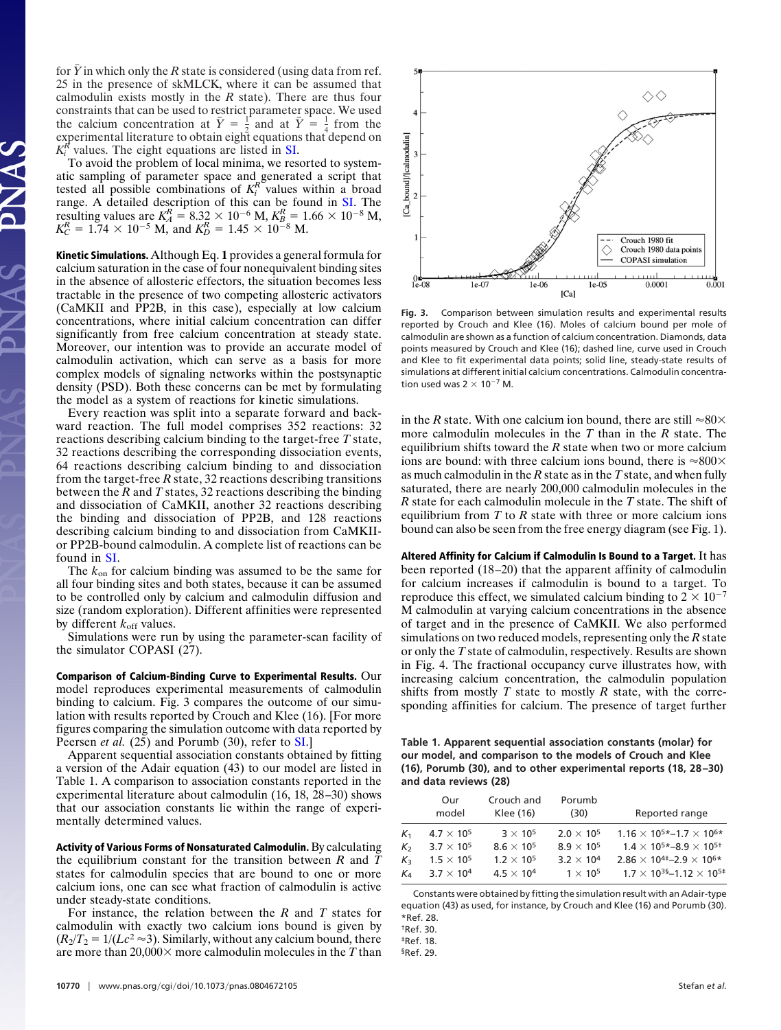for $\bar{Y}$ in which only the $R$ state is considered (using data from ref. 25 in the presence of skMLCK, where it can be assumed that calmodulin exists mostly in the $R$ state). There are thus four constraints that can be used to restrict parameter space. We used the calcium concentration at $\bar{Y} = \frac{1}{2}$ and at $\bar{Y} = \frac{1}{4}$ from the experimental literature to obtain eight equations that depend on $K_i^R$ values. The eight equations are listed in SI.

To avoid the problem of local minima, we resorted to systematic sampling of parameter space and generated a script that tested all possible combinations of $K_i^R$ values within a broad range. A detailed description of this can be found in SI. The resulting values are $K_A^R = 8.32 \times 10^{-6}$ M, $K_B^R = 1.66 \times 10^{-8}$ M, $K_C^R = 1.74 \times 10^{-5}$ M, and $K_D^R = 1.45 \times 10^{-8}$ M.

**Kinetic Simulations.** Although Eq. **1** provides a general formula for calcium saturation in the case of four nonequivalent binding sites in the absence of allosteric effectors, the situation becomes less tractable in the presence of two competing allosteric activators (CaMKII and PP2B, in this case), especially at low calcium concentrations, where initial calcium concentration can differ significantly from free calcium concentration at steady state. Moreover, our intention was to provide an accurate model of calmodulin activation, which can serve as a basis for more complex models of signaling networks within the postsynaptic density (PSD). Both these concerns can be met by formulating the model as a system of reactions for kinetic simulations.

Every reaction was split into a separate forward and backward reaction. The full model comprises 352 reactions: 32 reactions describing calcium binding to the target-free $T$ state, 32 reactions describing the corresponding dissociation events, 64 reactions describing calcium binding to and dissociation from the target-free $R$ state, 32 reactions describing transitions between the $R$ and $T$ states, 32 reactions describing the binding and dissociation of CaMKII, another 32 reactions describing the binding and dissociation of PP2B, and 128 reactions describing calcium binding to and dissociation from CaMKII- or PP2B-bound calmodulin. A complete list of reactions can be found in SI.

The $k_{on}$ for calcium binding was assumed to be the same for all four binding sites and both states, because it can be assumed to be controlled only by calcium and calmodulin diffusion and size (random exploration). Different affinities were represented by different $k_{off}$ values.

Simulations were run by using the parameter-scan facility of the simulator COPASI (27).

**Comparison of Calcium-Binding Curve to Experimental Results.** Our model reproduces experimental measurements of calmodulin binding to calcium. Fig. 3 compares the outcome of our simulation with results reported by Crouch and Klee (16). [For more figures comparing the simulation outcome with data reported by Peersen *et al.* (25) and Porumb (30), refer to SI.]

Apparent sequential association constants obtained by fitting a version of the Adair equation (43) to our model are listed in Table 1. A comparison to association constants reported in the experimental literature about calmodulin (16, 18, 28–30) shows that our association constants lie within the range of experimentally determined values.

**Activity of Various Forms of Nonsaturated Calmodulin.** By calculating the equilibrium constant for the transition between $R$ and $T$ states for calmodulin species that are bound to one or more calcium ions, one can see what fraction of calmodulin is active under steady-state conditions.

For instance, the relation between the $R$ and $T$ states for calmodulin with exactly two calcium ions bound is given by $(R_2/T_2 = 1/(Lc^2 \approx 3)$. Similarly, without any calcium bound, there are more than 20,000× more calmodulin molecules in the $T$ than in the $R$ state. With one calcium ion bound, there are still ≈80× more calmodulin molecules in the $T$ than in the $R$ state. The equilibrium shifts toward the $R$ state when two or more calcium ions are bound: with three calcium ions bound, there is ≈800× as much calmodulin in the $R$ state as in the $T$ state, and when fully saturated, there are nearly 200,000 calmodulin molecules in the $R$ state for each calmodulin molecule in the $T$ state. The shift of equilibrium from $T$ to $R$ state with three or more calcium ions bound can also be seen from the free energy diagram (see Fig. 1).

**Fig. 3.** Comparison between simulation results and experimental results reported by Crouch and Klee (16). Moles of calcium bound per mole of calmodulin are shown as a function of calcium concentration. Diamonds, data points measured by Crouch and Klee (16); dashed line, curve used in Crouch and Klee to fit experimental data points; solid line, steady-state results of simulations at different initial calcium concentrations. Calmodulin concentration used was $2 \times 10^{-7}$ M.

**Altered Affinity for Calcium if Calmodulin Is Bound to a Target.** It has been reported (18–20) that the apparent affinity of calmodulin for calcium increases if calmodulin is bound to a target. To reproduce this effect, we simulated calcium binding to $2 \times 10^{-7}$ M calmodulin at varying calcium concentrations in the absence of target and in the presence of CaMKII. We also performed simulations on two reduced models, representing only the $R$ state or only the $T$ state of calmodulin, respectively. Results are shown in Fig. 4. The fractional occupancy curve illustrates how, with increasing calcium concentration, the calmodulin population shifts from mostly $T$ state to mostly $R$ state, with the corresponding affinities for calcium. The presence of target further

**Table 1. Apparent sequential association constants (molar) for our model, and comparison to the models of Crouch and Klee (16), Porumb (30), and to other experimental reports (18, 28–30) and data reviews (28)**

| | Our model | Crouch and Klee (16) | Porumb (30) | Reported range |
|---|---|---|---|---|
| $K_1$ | $4.7 \times 10^5$ | $3 \times 10^5$ | $2.0 \times 10^5$ | $1.16 \times 10^{5}$*–$1.7 \times 10^{6}$* |
| $K_2$ | $3.7 \times 10^5$ | $8.6 \times 10^5$ | $8.9 \times 10^5$ | $1.4 \times 10^{5}$*–$8.9 \times 10^{5}$† |
| $K_3$ | $1.5 \times 10^5$ | $1.2 \times 10^5$ | $3.2 \times 10^4$ | $2.86 \times 10^{4}$‡–$2.9 \times 10^{6}$* |
| $K_4$ | $3.7 \times 10^4$ | $4.5 \times 10^4$ | $1 \times 10^5$ | $1.7 \times 10^{3}$§–$1.12 \times 10^{5}$‡ |

Constants were obtained by fitting the simulation result with an Adair-type equation (43) as used, for instance, by Crouch and Klee (16) and Porumb (30).
*Ref. 28.
†Ref. 30.
‡Ref. 18.
§Ref. 29.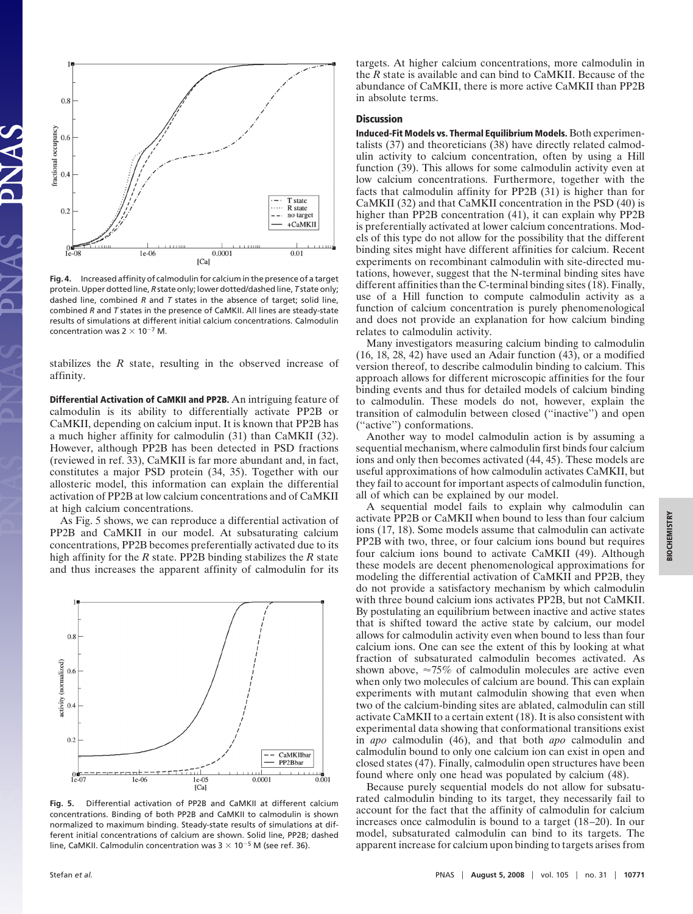Fig. 4. Increased affinity of calmodulin for calcium in the presence of a target protein. Upper dotted line, *R* state only; lower dotted/dashed line, *T* state only; dashed line, combined *R* and *T* states in the absence of target; solid line, combined *R* and *T* states in the presence of CaMKII. All lines are steady-state results of simulations at different initial calcium concentrations. Calmodulin concentration was $2 \times 10^{-7}$ M.

stabilizes the *R* state, resulting in the observed increase of affinity.

**Differential Activation of CaMKII and PP2B.** An intriguing feature of calmodulin is its ability to differentially activate PP2B or CaMKII, depending on calcium input. It is known that PP2B has a much higher affinity for calmodulin (31) than CaMKII (32). However, although PP2B has been detected in PSD fractions (reviewed in ref. 33), CaMKII is far more abundant and, in fact, constitutes a major PSD protein (34, 35). Together with our allosteric model, this information can explain the differential activation of PP2B at low calcium concentrations and of CaMKII at high calcium concentrations.

As Fig. 5 shows, we can reproduce a differential activation of PP2B and CaMKII in our model. At subsaturating calcium concentrations, PP2B becomes preferentially activated due to its high affinity for the *R* state. PP2B binding stabilizes the *R* state and thus increases the apparent affinity of calmodulin for its targets. At higher calcium concentrations, more calmodulin in the *R* state is available and can bind to CaMKII. Because of the abundance of CaMKII, there is more active CaMKII than PP2B in absolute terms.

Fig. 5. Differential activation of PP2B and CaMKII at different calcium concentrations. Binding of both PP2B and CaMKII to calmodulin is shown normalized to maximum binding. Steady-state results of simulations at different initial concentrations of calcium are shown. Solid line, PP2B; dashed line, CaMKII. Calmodulin concentration was $3 \times 10^{-5}$ M (see ref. 36).

## Discussion

**Induced-Fit Models vs. Thermal Equilibrium Models.** Both experimentalists (37) and theoreticians (38) have directly related calmodulin activity to calcium concentration, often by using a Hill function (39). This allows for some calmodulin activity even at low calcium concentrations. Furthermore, together with the facts that calmodulin affinity for PP2B (31) is higher than for CaMKII (32) and that CaMKII concentration in the PSD (40) is higher than PP2B concentration (41), it can explain why PP2B is preferentially activated at lower calcium concentrations. Models of this type do not allow for the possibility that the different binding sites might have different affinities for calcium. Recent experiments on recombinant calmodulin with site-directed mutations, however, suggest that the N-terminal binding sites have different affinities than the C-terminal binding sites (18). Finally, use of a Hill function to compute calmodulin activity as a function of calcium concentration is purely phenomenological and does not provide an explanation for how calcium binding relates to calmodulin activity.

Many investigators measuring calcium binding to calmodulin (16, 18, 28, 42) have used an Adair function (43), or a modified version thereof, to describe calmodulin binding to calcium. This approach allows for different microscopic affinities for the four binding events and thus for detailed models of calcium binding to calmodulin. These models do not, however, explain the transition of calmodulin between closed ("inactive") and open ("active") conformations.

Another way to model calmodulin action is by assuming a sequential mechanism, where calmodulin first binds four calcium ions and only then becomes activated (44, 45). These models are useful approximations of how calmodulin activates CaMKII, but they fail to account for important aspects of calmodulin function, all of which can be explained by our model.

A sequential model fails to explain why calmodulin can activate PP2B or CaMKII when bound to less than four calcium ions (17, 18). Some models assume that calmodulin can activate PP2B with two, three, or four calcium ions bound but requires four calcium ions bound to activate CaMKII (49). Although these models are decent phenomenological approximations for modeling the differential activation of CaMKII and PP2B, they do not provide a satisfactory mechanism by which calmodulin with three bound calcium ions activates PP2B, but not CaMKII. By postulating an equilibrium between inactive and active states that is shifted toward the active state by calcium, our model allows for calmodulin activity even when bound to less than four calcium ions. One can see the extent of this by looking at what fraction of subsaturated calmodulin becomes activated. As shown above, ≈75% of calmodulin molecules are active even when only two molecules of calcium are bound. This can explain experiments with mutant calmodulin showing that even when two of the calcium-binding sites are ablated, calmodulin can still activate CaMKII to a certain extent (18). It is also consistent with experimental data showing that conformational transitions exist in *apo* calmodulin (46), and that both *apo* calmodulin and calmodulin bound to only one calcium ion can exist in open and closed states (47). Finally, calmodulin open structures have been found where only one head was populated by calcium (48).

Because purely sequential models do not allow for subsaturated calmodulin binding to its target, they necessarily fail to account for the fact that the affinity of calmodulin for calcium increases once calmodulin is bound to a target (18–20). In our model, subsaturated calmodulin can bind to its targets. The apparent increase for calcium upon binding to targets arises from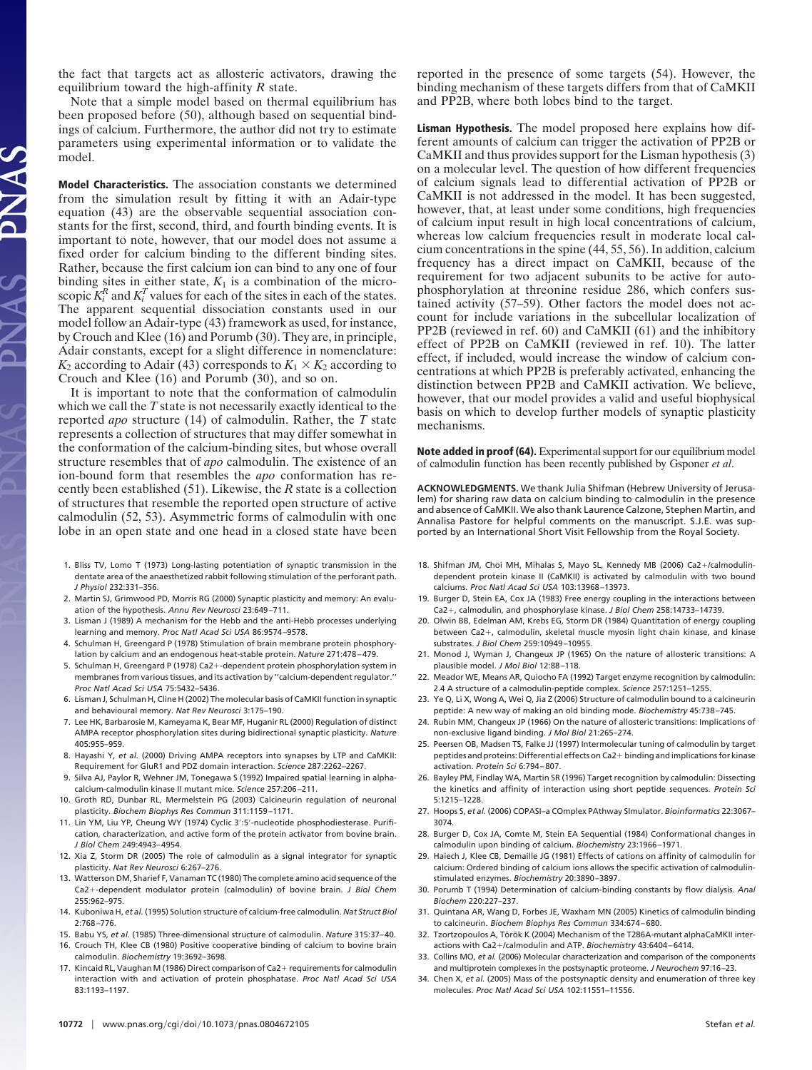the fact that targets act as allosteric activators, drawing the equilibrium toward the high-affinity *R* state.

Note that a simple model based on thermal equilibrium has been proposed before (50), although based on sequential bindings of calcium. Furthermore, the author did not try to estimate parameters using experimental information or to validate the model.

**Model Characteristics.** The association constants we determined from the simulation result by fitting it with an Adair-type equation (43) are the observable sequential association constants for the first, second, third, and fourth binding events. It is important to note, however, that our model does not assume a fixed order for calcium binding to the different binding sites. Rather, because the first calcium ion can bind to any one of four binding sites in either state, $K_1$ is a combination of the microscopic $K_i^R$ and $K_i^T$ values for each of the sites in each of the states. The apparent sequential dissociation constants used in our model follow an Adair-type (43) framework as used, for instance, by Crouch and Klee (16) and Porumb (30). They are, in principle, Adair constants, except for a slight difference in nomenclature: $K_2$ according to Adair (43) corresponds to $K_1 \times K_2$ according to Crouch and Klee (16) and Porumb (30), and so on.

It is important to note that the conformation of calmodulin which we call the *T* state is not necessarily exactly identical to the reported *apo* structure (14) of calmodulin. Rather, the *T* state represents a collection of structures that may differ somewhat in the conformation of the calcium-binding sites, but whose overall structure resembles that of *apo* calmodulin. The existence of an ion-bound form that resembles the *apo* conformation has recently been established (51). Likewise, the *R* state is a collection of structures that resemble the reported open structure of active calmodulin (52, 53). Asymmetric forms of calmodulin with one lobe in an open state and one head in a closed state have been reported in the presence of some targets (54). However, the binding mechanism of these targets differs from that of CaMKII and PP2B, where both lobes bind to the target.

**Lisman Hypothesis.** The model proposed here explains how different amounts of calcium can trigger the activation of PP2B or CaMKII and thus provides support for the Lisman hypothesis (3) on a molecular level. The question of how different frequencies of calcium signals lead to differential activation of PP2B or CaMKII is not addressed in the model. It has been suggested, however, that, at least under some conditions, high frequencies of calcium input result in high local concentrations of calcium, whereas low calcium frequencies result in moderate local calcium concentrations in the spine (44, 55, 56). In addition, calcium frequency has a direct impact on CaMKII, because of the requirement for two adjacent subunits to be active for autophosphorylation at threonine residue 286, which confers sustained activity (57–59). Other factors the model does not account for include variations in the subcellular localization of PP2B (reviewed in ref. 60) and CaMKII (61) and the inhibitory effect of PP2B on CaMKII (reviewed in ref. 10). The latter effect, if included, would increase the window of calcium concentrations at which PP2B is preferably activated, enhancing the distinction between PP2B and CaMKII activation. We believe, however, that our model provides a valid and useful biophysical basis on which to develop further models of synaptic plasticity mechanisms.

**Note added in proof (64).** Experimental support for our equilibrium model of calmodulin function has been recently published by Gsponer *et al*.

**ACKNOWLEDGMENTS.** We thank Julia Shifman (Hebrew University of Jerusalem) for sharing raw data on calcium binding to calmodulin in the presence and absence of CaMKII. We also thank Laurence Calzone, Stephen Martin, and Annalisa Pastore for helpful comments on the manuscript. S.J.E. was supported by an International Short Visit Fellowship from the Royal Society.

1. Bliss TV, Lomo T (1973) Long-lasting potentiation of synaptic transmission in the dentate area of the anaesthetized rabbit following stimulation of the perforant path. *J Physiol* 232:331–356.
2. Martin SJ, Grimwood PD, Morris RG (2000) Synaptic plasticity and memory: An evaluation of the hypothesis. *Annu Rev Neurosci* 23:649–711.
3. Lisman J (1989) A mechanism for the Hebb and the anti-Hebb processes underlying learning and memory. *Proc Natl Acad Sci USA* 86:9574–9578.
4. Schulman H, Greengard P (1978) Stimulation of brain membrane protein phosphorylation by calcium and an endogenous heat-stable protein. *Nature* 271:478–479.
5. Schulman H, Greengard P (1978) Ca2+-dependent protein phosphorylation system in membranes from various tissues, and its activation by "calcium-dependent regulator." *Proc Natl Acad Sci USA* 75:5432–5436.
6. Lisman J, Schulman H, Cline H (2002) The molecular basis of CaMKII function in synaptic and behavioural memory. *Nat Rev Neurosci* 3:175–190.
7. Lee HK, Barbarosie M, Kameyama K, Bear MF, Huganir RL (2000) Regulation of distinct AMPA receptor phosphorylation sites during bidirectional synaptic plasticity. *Nature* 405:955–959.
8. Hayashi Y, *et al*. (2000) Driving AMPA receptors into synapses by LTP and CaMKII: Requirement for GluR1 and PDZ domain interaction. *Science* 287:2262–2267.
9. Silva AJ, Paylor R, Wehner JM, Tonegawa S (1992) Impaired spatial learning in alpha-calcium-calmodulin kinase II mutant mice. *Science* 257:206–211.
10. Groth RD, Dunbar RL, Mermelstein PG (2003) Calcineurin regulation of neuronal plasticity. *Biochem Biophys Res Commun* 311:1159–1171.
11. Lin YM, Liu YP, Cheung WY (1974) Cyclic 3′:5′-nucleotide phosphodiesterase. Purification, characterization, and active form of the protein activator from bovine brain. *J Biol Chem* 249:4943–4954.
12. Xia Z, Storm DR (2005) The role of calmodulin as a signal integrator for synaptic plasticity. *Nat Rev Neurosci* 6:267–276.
13. Watterson DM, Sharief F, Vanaman TC (1980) The complete amino acid sequence of the Ca2+-dependent modulator protein (calmodulin) of bovine brain. *J Biol Chem* 255:962–975.
14. Kuboniwa H, *et al*. (1995) Solution structure of calcium-free calmodulin. *Nat Struct Biol* 2:768–776.
15. Babu YS, *et al*. (1985) Three-dimensional structure of calmodulin. *Nature* 315:37–40.
16. Crouch TH, Klee CB (1980) Positive cooperative binding of calcium to bovine brain calmodulin. *Biochemistry* 19:3692–3698.
17. Kincaid RL, Vaughan M (1986) Direct comparison of Ca2+ requirements for calmodulin interaction with and activation of protein phosphatase. *Proc Natl Acad Sci USA* 83:1193–1197.
18. Shifman JM, Choi MH, Mihalas S, Mayo SL, Kennedy MB (2006) Ca2+/calmodulin-dependent protein kinase II (CaMKII) is activated by calmodulin with two bound calciums. *Proc Natl Acad Sci USA* 103:13968–13973.
19. Burger D, Stein EA, Cox JA (1983) Free energy coupling in the interactions between Ca2+, calmodulin, and phosphorylase kinase. *J Biol Chem* 258:14733–14739.
20. Olwin BB, Edelman AM, Krebs EG, Storm DR (1984) Quantitation of energy coupling between Ca2+, calmodulin, skeletal muscle myosin light chain kinase, and kinase substrates. *J Biol Chem* 259:10949–10955.
21. Monod J, Wyman J, Changeux JP (1965) On the nature of allosteric transitions: A plausible model. *J Mol Biol* 12:88–118.
22. Meador WE, Means AR, Quiocho FA (1992) Target enzyme recognition by calmodulin: 2.4 A structure of a calmodulin-peptide complex. *Science* 257:1251–1255.
23. Ye Q, Li X, Wong A, Wei Q, Jia Z (2006) Structure of calmodulin bound to a calcineurin peptide: A new way of making an old binding mode. *Biochemistry* 45:738–745.
24. Rubin MM, Changeux JP (1966) On the nature of allosteric transitions: Implications of non-exclusive ligand binding. *J Mol Biol* 21:265–274.
25. Peersen OB, Madsen TS, Falke JJ (1997) Intermolecular tuning of calmodulin by target peptides and proteins: Differential effects on Ca2+ binding and implications for kinase activation. *Protein Sci* 6:794–807.
26. Bayley PM, Findlay WA, Martin SR (1996) Target recognition by calmodulin: Dissecting the kinetics and affinity of interaction using short peptide sequences. *Protein Sci* 5:1215–1228.
27. Hoops S, *et al*. (2006) COPASI–a COmplex PAthway SImulator. *Bioinformatics* 22:3067–3074.
28. Burger D, Cox JA, Comte M, Stein EA Sequential (1984) Conformational changes in calmodulin upon binding of calcium. *Biochemistry* 23:1966–1971.
29. Haiech J, Klee CB, Demaille JG (1981) Effects of cations on affinity of calmodulin for calcium: Ordered binding of calcium ions allows the specific activation of calmodulin-stimulated enzymes. *Biochemistry* 20:3890–3897.
30. Porumb T (1994) Determination of calcium-binding constants by flow dialysis. *Anal Biochem* 220:227–237.
31. Quintana AR, Wang D, Forbes JE, Waxham MN (2005) Kinetics of calmodulin binding to calcineurin. *Biochem Biophys Res Commun* 334:674–680.
32. Tzortzopoulos A, Török K (2004) Mechanism of the T286A-mutant alphaCaMKII interactions with Ca2+/calmodulin and ATP. *Biochemistry* 43:6404–6414.
33. Collins MO, *et al*. (2006) Molecular characterization and comparison of the components and multiprotein complexes in the postsynaptic proteome. *J Neurochem* 97:16–23.
34. Chen X, *et al*. (2005) Mass of the postsynaptic density and enumeration of three key molecules. *Proc Natl Acad Sci USA* 102:11551–11556.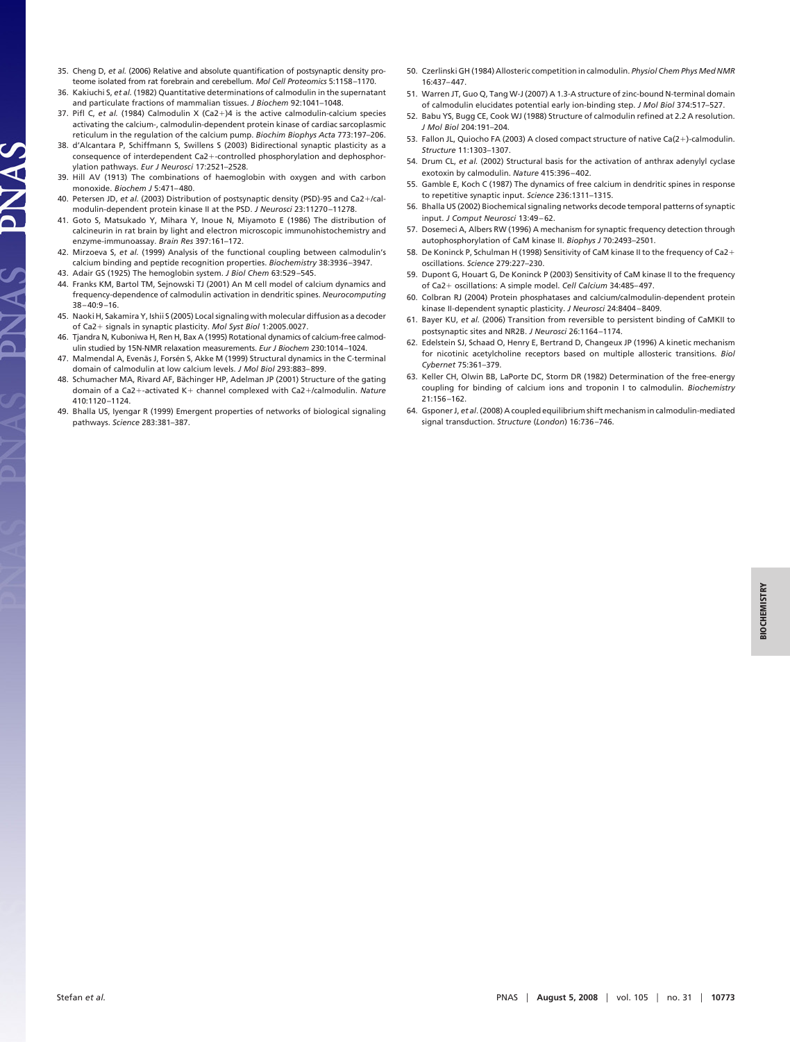35. Cheng D, *et al.* (2006) Relative and absolute quantification of postsynaptic density proteome isolated from rat forebrain and cerebellum. *Mol Cell Proteomics* 5:1158–1170.
36. Kakiuchi S, *et al.* (1982) Quantitative determinations of calmodulin in the supernatant and particulate fractions of mammalian tissues. *J Biochem* 92:1041–1048.
37. Pifl C, *et al.* (1984) Calmodulin X (Ca2+)4 is the active calmodulin-calcium species activating the calcium-, calmodulin-dependent protein kinase of cardiac sarcoplasmic reticulum in the regulation of the calcium pump. *Biochim Biophys Acta* 773:197–206.
38. d'Alcantara P, Schiffmann S, Swillens S (2003) Bidirectional synaptic plasticity as a consequence of interdependent Ca2+-controlled phosphorylation and dephosphorylation pathways. *Eur J Neurosci* 17:2521–2528.
39. Hill AV (1913) The combinations of haemoglobin with oxygen and with carbon monoxide. *Biochem J* 5:471–480.
40. Petersen JD, *et al.* (2003) Distribution of postsynaptic density (PSD)-95 and Ca2+/calmodulin-dependent protein kinase II at the PSD. *J Neurosci* 23:11270–11278.
41. Goto S, Matsukado Y, Mihara Y, Inoue N, Miyamoto E (1986) The distribution of calcineurin in rat brain by light and electron microscopic immunohistochemistry and enzyme-immunoassay. *Brain Res* 397:161–172.
42. Mirzoeva S, *et al.* (1999) Analysis of the functional coupling between calmodulin's calcium binding and peptide recognition properties. *Biochemistry* 38:3936–3947.
43. Adair GS (1925) The hemoglobin system. *J Biol Chem* 63:529–545.
44. Franks KM, Bartol TM, Sejnowski TJ (2001) An M cell model of calcium dynamics and frequency-dependence of calmodulin activation in dendritic spines. *Neurocomputing* 38–40:9–16.
45. Naoki H, Sakamira Y, Ishii S (2005) Local signaling with molecular diffusion as a decoder of Ca2+ signals in synaptic plasticity. *Mol Syst Biol* 1:2005.0027.
46. Tjandra N, Kuboniwa H, Ren H, Bax A (1995) Rotational dynamics of calcium-free calmodulin studied by 15N-NMR relaxation measurements. *Eur J Biochem* 230:1014–1024.
47. Malmendal A, Evenäs J, Forsén S, Akke M (1999) Structural dynamics in the C-terminal domain of calmodulin at low calcium levels. *J Mol Biol* 293:883–899.
48. Schumacher MA, Rivard AF, Bächinger HP, Adelman JP (2001) Structure of the gating domain of a Ca2+-activated K+ channel complexed with Ca2+/calmodulin. *Nature* 410:1120–1124.
49. Bhalla US, Iyengar R (1999) Emergent properties of networks of biological signaling pathways. *Science* 283:381–387.
50. Czerlinski GH (1984) Allosteric competition in calmodulin. *Physiol Chem Phys Med NMR* 16:437–447.
51. Warren JT, Guo Q, Tang W-J (2007) A 1.3-A structure of zinc-bound N-terminal domain of calmodulin elucidates potential early ion-binding step. *J Mol Biol* 374:517–527.
52. Babu YS, Bugg CE, Cook WJ (1988) Structure of calmodulin refined at 2.2 A resolution. *J Mol Biol* 204:191–204.
53. Fallon JL, Quiocho FA (2003) A closed compact structure of native Ca(2+)-calmodulin. *Structure* 11:1303–1307.
54. Drum CL, *et al.* (2002) Structural basis for the activation of anthrax adenylyl cyclase exotoxin by calmodulin. *Nature* 415:396–402.
55. Gamble E, Koch C (1987) The dynamics of free calcium in dendritic spines in response to repetitive synaptic input. *Science* 236:1311–1315.
56. Bhalla US (2002) Biochemical signaling networks decode temporal patterns of synaptic input. *J Comput Neurosci* 13:49–62.
57. Dosemeci A, Albers RW (1996) A mechanism for synaptic frequency detection through autophosphorylation of CaM kinase II. *Biophys J* 70:2493–2501.
58. De Koninck P, Schulman H (1998) Sensitivity of CaM kinase II to the frequency of Ca2+ oscillations. *Science* 279:227–230.
59. Dupont G, Houart G, De Koninck P (2003) Sensitivity of CaM kinase II to the frequency of Ca2+ oscillations: A simple model. *Cell Calcium* 34:485–497.
60. Colbran RJ (2004) Protein phosphatases and calcium/calmodulin-dependent protein kinase II-dependent synaptic plasticity. *J Neurosci* 24:8404–8409.
61. Bayer KU, *et al.* (2006) Transition from reversible to persistent binding of CaMKII to postsynaptic sites and NR2B. *J Neurosci* 26:1164–1174.
62. Edelstein SJ, Schaad O, Henry E, Bertrand D, Changeux JP (1996) A kinetic mechanism for nicotinic acetylcholine receptors based on multiple allosteric transitions. *Biol Cybernet* 75:361–379.
63. Keller CH, Olwin BB, LaPorte DC, Storm DR (1982) Determination of the free-energy coupling for binding of calcium ions and troponin I to calmodulin. *Biochemistry* 21:156–162.
64. Gsponer J, *et al.* (2008) A coupled equilibrium shift mechanism in calmodulin-mediated signal transduction. *Structure* (*London*) 16:736–746.